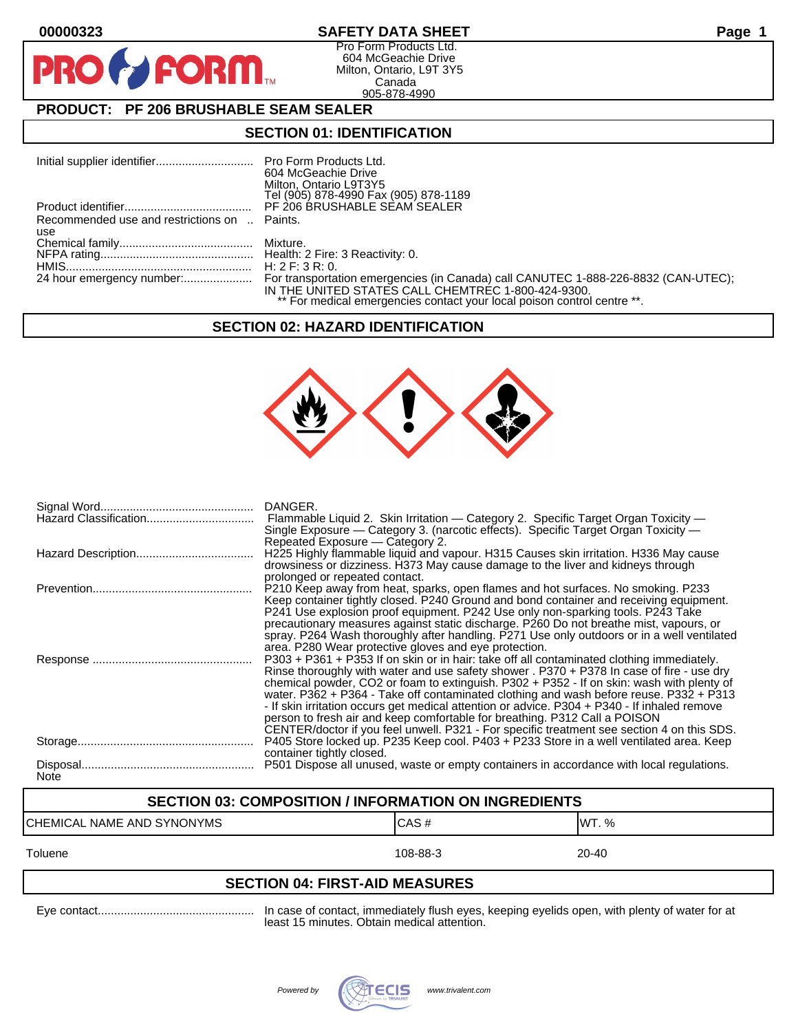00000323

# SAFETY DATA SHEET

Pro Form Products Ltd.
604 McGeachie Drive
Milton, Ontario, L9T 3Y5
Canada
905-878-4990

## PRODUCT: PF 206 BRUSHABLE SEAM SEALER

## SECTION 01: IDENTIFICATION

| | |
|---|---|
| Initial supplier identifier | Pro Form Products Ltd.<br>604 McGeachie Drive<br>Milton, Ontario L9T3Y5<br>Tel (905) 878-4990 Fax (905) 878-1189 |
| Product identifier | PF 206 BRUSHABLE SEAM SEALER |
| Recommended use and restrictions on use | Paints. |
| Chemical family | Mixture. |
| NFPA rating | Health: 2 Fire: 3 Reactivity: 0. |
| HMIS | H: 2 F: 3 R: 0. |
| 24 hour emergency number: | For transportation emergencies (in Canada) call CANUTEC 1-888-226-8832 (CAN-UTEC); IN THE UNITED STATES CALL CHEMTREC 1-800-424-9300.<br>** For medical emergencies contact your local poison control centre **. |

## SECTION 02: HAZARD IDENTIFICATION

| | |
|---|---|
| Signal Word | DANGER. |
| Hazard Classification | Flammable Liquid 2. Skin Irritation — Category 2. Specific Target Organ Toxicity — Single Exposure — Category 3. (narcotic effects). Specific Target Organ Toxicity — Repeated Exposure — Category 2. |
| Hazard Description | H225 Highly flammable liquid and vapour. H315 Causes skin irritation. H336 May cause drowsiness or dizziness. H373 May cause damage to the liver and kidneys through prolonged or repeated contact. |
| Prevention | P210 Keep away from heat, sparks, open flames and hot surfaces. No smoking. P233 Keep container tightly closed. P240 Ground and bond container and receiving equipment. P241 Use explosion proof equipment. P242 Use only non-sparking tools. P243 Take precautionary measures against static discharge. P260 Do not breathe mist, vapours, or spray. P264 Wash thoroughly after handling. P271 Use only outdoors or in a well ventilated area. P280 Wear protective gloves and eye protection. |
| Response | P303 + P361 + P353 If on skin or in hair: take off all contaminated clothing immediately. Rinse thoroughly with water and use safety shower . P370 + P378 In case of fire - use dry chemical powder, CO2 or foam to extinguish. P302 + P352 - If on skin: wash with plenty of water. P362 + P364 - Take off contaminated clothing and wash before reuse. P332 + P313 - If skin irritation occurs get medical attention or advice. P304 + P340 - If inhaled remove person to fresh air and keep comfortable for breathing. P312 Call a POISON CENTER/doctor if you feel unwell. P321 - For specific treatment see section 4 on this SDS. |
| Storage | P405 Store locked up. P235 Keep cool. P403 + P233 Store in a well ventilated area. Keep container tightly closed. |
| Disposal | P501 Dispose all unused, waste or empty containers in accordance with local regulations. |
| Note | |

## SECTION 03: COMPOSITION / INFORMATION ON INGREDIENTS

| CHEMICAL NAME AND SYNONYMS | CAS # | WT. % |
|---|---|---|
| Toluene | 108-88-3 | 20-40 |

## SECTION 04: FIRST-AID MEASURES

| | |
|---|---|
| Eye contact | In case of contact, immediately flush eyes, keeping eyelids open, with plenty of water for at least 15 minutes. Obtain medical attention. |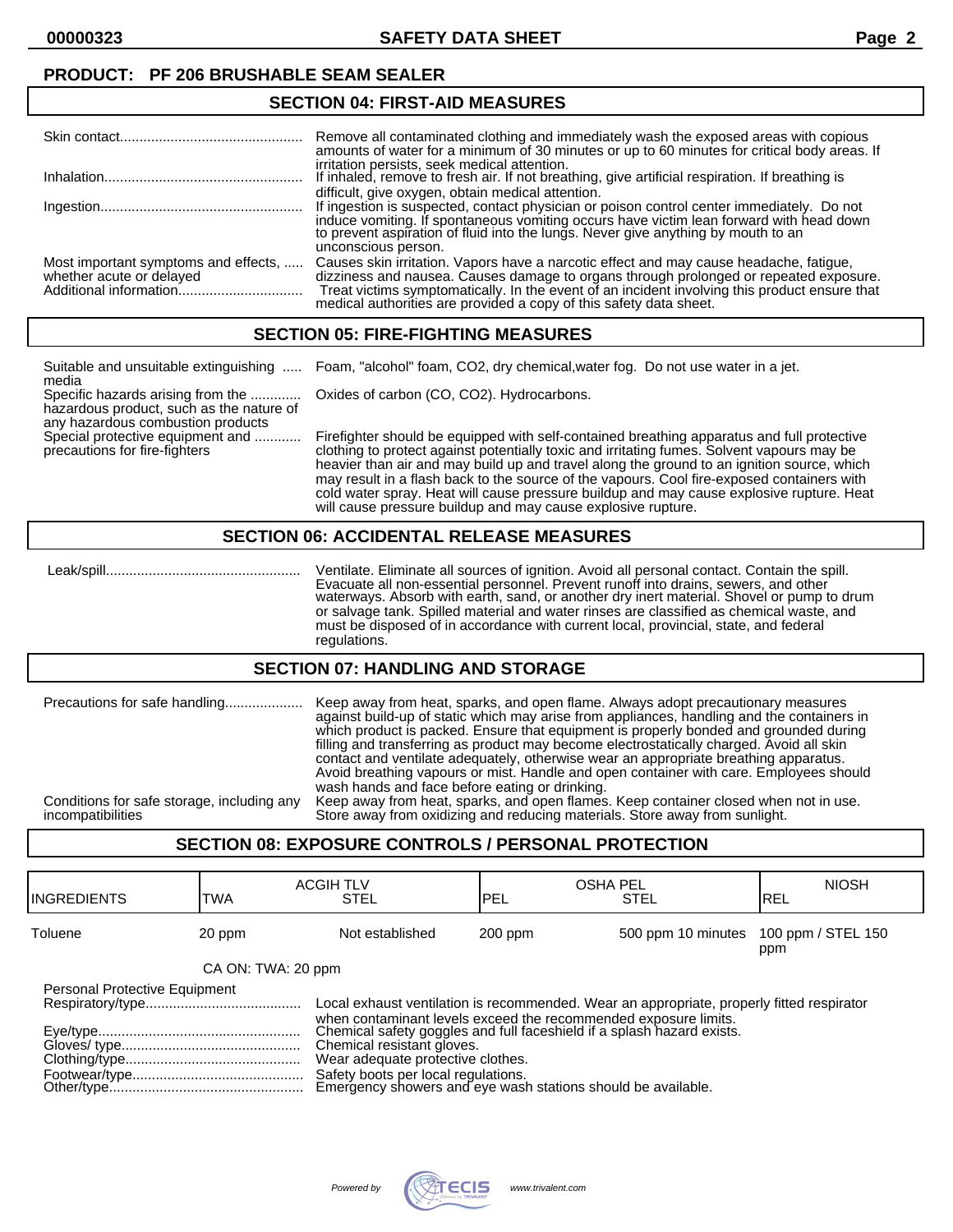**PRODUCT: PF 206 BRUSHABLE SEAM SEALER**

## SECTION 04: FIRST-AID MEASURES

| | |
|---|---|
| Skin contact | Remove all contaminated clothing and immediately wash the exposed areas with copious amounts of water for a minimum of 30 minutes or up to 60 minutes for critical body areas. If irritation persists, seek medical attention. |
| Inhalation | If inhaled, remove to fresh air. If not breathing, give artificial respiration. If breathing is difficult, give oxygen, obtain medical attention. |
| Ingestion | If ingestion is suspected, contact physician or poison control center immediately. Do not induce vomiting. If spontaneous vomiting occurs have victim lean forward with head down to prevent aspiration of fluid into the lungs. Never give anything by mouth to an unconscious person. |
| Most important symptoms and effects, whether acute or delayed | Causes skin irritation. Vapors have a narcotic effect and may cause headache, fatigue, dizziness and nausea. Causes damage to organs through prolonged or repeated exposure. |
| Additional information | Treat victims symptomatically. In the event of an incident involving this product ensure that medical authorities are provided a copy of this safety data sheet. |

## SECTION 05: FIRE-FIGHTING MEASURES

| | |
|---|---|
| Suitable and unsuitable extinguishing media | Foam, "alcohol" foam, CO2, dry chemical,water fog. Do not use water in a jet. |
| Specific hazards arising from the hazardous product, such as the nature of any hazardous combustion products | Oxides of carbon (CO, CO2). Hydrocarbons. |
| Special protective equipment and precautions for fire-fighters | Firefighter should be equipped with self-contained breathing apparatus and full protective clothing to protect against potentially toxic and irritating fumes. Solvent vapours may be heavier than air and may build up and travel along the ground to an ignition source, which may result in a flash back to the source of the vapours. Cool fire-exposed containers with cold water spray. Heat will cause pressure buildup and may cause explosive rupture. Heat will cause pressure buildup and may cause explosive rupture. |

## SECTION 06: ACCIDENTAL RELEASE MEASURES

| | |
|---|---|
| Leak/spill | Ventilate. Eliminate all sources of ignition. Avoid all personal contact. Contain the spill. Evacuate all non-essential personnel. Prevent runoff into drains, sewers, and other waterways. Absorb with earth, sand, or another dry inert material. Shovel or pump to drum or salvage tank. Spilled material and water rinses are classified as chemical waste, and must be disposed of in accordance with current local, provincial, state, and federal regulations. |

## SECTION 07: HANDLING AND STORAGE

| | |
|---|---|
| Precautions for safe handling | Keep away from heat, sparks, and open flame. Always adopt precautionary measures against build-up of static which may arise from appliances, handling and the containers in which product is packed. Ensure that equipment is properly bonded and grounded during filling and transferring as product may become electrostatically charged. Avoid all skin contact and ventilate adequately, otherwise wear an appropriate breathing apparatus. Avoid breathing vapours or mist. Handle and open container with care. Employees should wash hands and face before eating or drinking. |
| Conditions for safe storage, including any incompatibilities | Keep away from heat, sparks, and open flames. Keep container closed when not in use. Store away from oxidizing and reducing materials. Store away from sunlight. |

## SECTION 08: EXPOSURE CONTROLS / PERSONAL PROTECTION

| INGREDIENTS | ACGIH TLV TWA | ACGIH TLV STEL | OSHA PEL PEL | OSHA PEL STEL | NIOSH REL |
|---|---|---|---|---|---|
| Toluene | 20 ppm | Not established | 200 ppm | 500 ppm 10 minutes | 100 ppm / STEL 150 ppm |
| | CA ON: TWA: 20 ppm | | | | |

**Personal Protective Equipment**

| | |
|---|---|
| Respiratory/type | Local exhaust ventilation is recommended. Wear an appropriate, properly fitted respirator when contaminant levels exceed the recommended exposure limits. |
| Eye/type | Chemical safety goggles and full faceshield if a splash hazard exists. |
| Gloves/ type | Chemical resistant gloves. |
| Clothing/type | Wear adequate protective clothes. |
| Footwear/type | Safety boots per local regulations. |
| Other/type | Emergency showers and eye wash stations should be available. |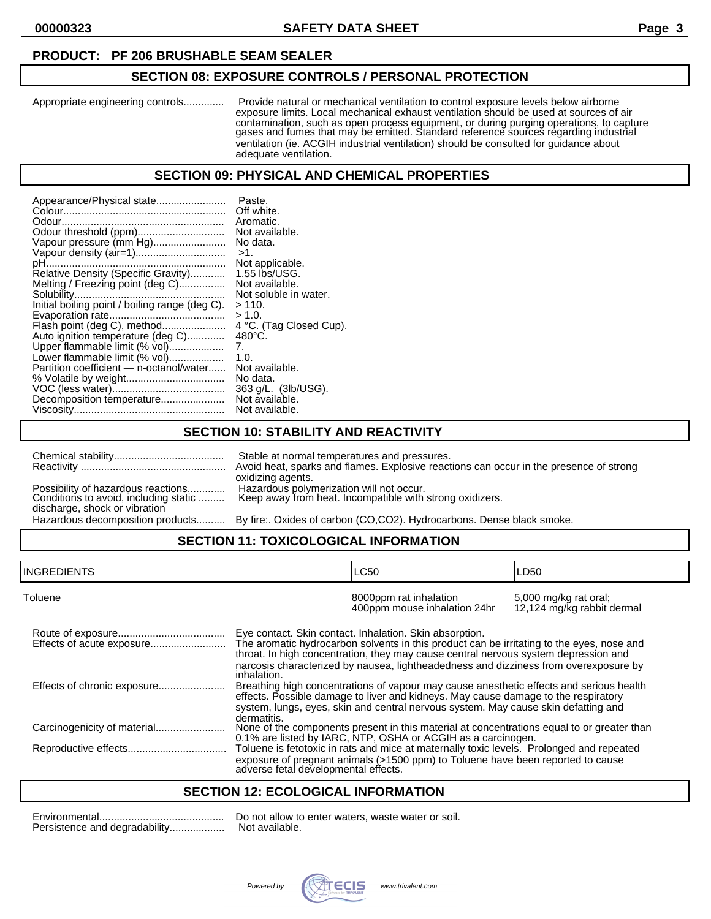**PRODUCT: PF 206 BRUSHABLE SEAM SEALER**

## SECTION 08: EXPOSURE CONTROLS / PERSONAL PROTECTION

Appropriate engineering controls.............. Provide natural or mechanical ventilation to control exposure levels below airborne exposure limits. Local mechanical exhaust ventilation should be used at sources of air contamination, such as open process equipment, or during purging operations, to capture gases and fumes that may be emitted. Standard reference sources regarding industrial ventilation (ie. ACGIH industrial ventilation) should be consulted for guidance about adequate ventilation.

## SECTION 09: PHYSICAL AND CHEMICAL PROPERTIES

Appearance/Physical state........................ Paste.
Colour........................................................ Off white.
Odour......................................................... Aromatic.
Odour threshold (ppm).............................. Not available.
Vapour pressure (mm Hg).......................... No data.
Vapour density (air=1)............................... >1.
pH.............................................................. Not applicable.
Relative Density (Specific Gravity)............ 1.55 lbs/USG.
Melting / Freezing point (deg C)................ Not available.
Solubility.................................................... Not soluble in water.
Initial boiling point / boiling range (deg C). > 110.
Evaporation rate........................................ > 1.0.
Flash point (deg C), method...................... 4 °C. (Tag Closed Cup).
Auto ignition temperature (deg C)............ 480°C.
Upper flammable limit (% vol)................... 7.
Lower flammable limit (% vol)................... 1.0.
Partition coefficient — n-octanol/water...... Not available.
% Volatile by weight.................................. No data.
VOC (less water)........................................ 363 g/L. (3lb/USG).
Decomposition temperature...................... Not available.
Viscosity.................................................... Not available.

## SECTION 10: STABILITY AND REACTIVITY

Chemical stability...................................... Stable at normal temperatures and pressures.
Reactivity .................................................. Avoid heat, sparks and flames. Explosive reactions can occur in the presence of strong oxidizing agents.
Possibility of hazardous reactions............. Hazardous polymerization will not occur.
Conditions to avoid, including static discharge, shock or vibration ......... Keep away from heat. Incompatible with strong oxidizers.
Hazardous decomposition products.......... By fire:. Oxides of carbon (CO,CO2). Hydrocarbons. Dense black smoke.

## SECTION 11: TOXICOLOGICAL INFORMATION

| INGREDIENTS | LC50 | LD50 |
|---|---|---|
| Toluene | 8000ppm rat inhalation<br>400ppm mouse inhalation 24hr | 5,000 mg/kg rat oral;<br>12,124 mg/kg rabbit dermal |

Route of exposure..................................... Eye contact. Skin contact. Inhalation. Skin absorption.
Effects of acute exposure.......................... The aromatic hydrocarbon solvents in this product can be irritating to the eyes, nose and throat. In high concentration, they may cause central nervous system depression and narcosis characterized by nausea, lightheadedness and dizziness from overexposure by inhalation.
Effects of chronic exposure....................... Breathing high concentrations of vapour may cause anesthetic effects and serious health effects. Possible damage to liver and kidneys. May cause damage to the respiratory system, lungs, eyes, skin and central nervous system. May cause skin defatting and dermatitis.
Carcinogenicity of material........................ None of the components present in this material at concentrations equal to or greater than 0.1% are listed by IARC, NTP, OSHA or ACGIH as a carcinogen.
Reproductive effects.................................. Toluene is fetotoxic in rats and mice at maternally toxic levels. Prolonged and repeated exposure of pregnant animals (>1500 ppm) to Toluene have been reported to cause adverse fetal developmental effects.

## SECTION 12: ECOLOGICAL INFORMATION

Environmental............................................ Do not allow to enter waters, waste water or soil.
Persistence and degradability................... Not available.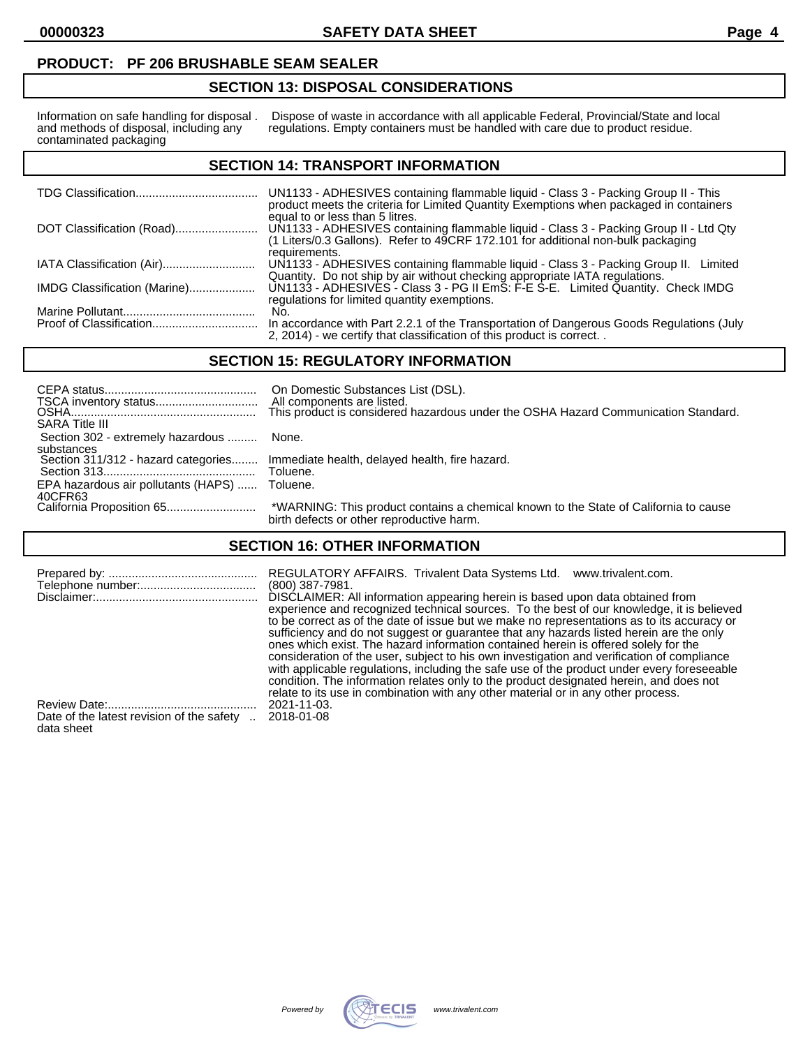**PRODUCT: PF 206 BRUSHABLE SEAM SEALER**

## SECTION 13: DISPOSAL CONSIDERATIONS

| | |
|---|---|
| Information on safe handling for disposal and methods of disposal, including any contaminated packaging | Dispose of waste in accordance with all applicable Federal, Provincial/State and local regulations. Empty containers must be handled with care due to product residue. |

## SECTION 14: TRANSPORT INFORMATION

| | |
|---|---|
| TDG Classification | UN1133 - ADHESIVES containing flammable liquid - Class 3 - Packing Group II - This product meets the criteria for Limited Quantity Exemptions when packaged in containers equal to or less than 5 litres. |
| DOT Classification (Road) | UN1133 - ADHESIVES containing flammable liquid - Class 3 - Packing Group II - Ltd Qty (1 Liters/0.3 Gallons). Refer to 49CRF 172.101 for additional non-bulk packaging requirements. |
| IATA Classification (Air) | UN1133 - ADHESIVES containing flammable liquid - Class 3 - Packing Group II. Limited Quantity. Do not ship by air without checking appropriate IATA regulations. |
| IMDG Classification (Marine) | UN1133 - ADHESIVES - Class 3 - PG II EmS: F-E S-E. Limited Quantity. Check IMDG regulations for limited quantity exemptions. |
| Marine Pollutant | No. |
| Proof of Classification | In accordance with Part 2.2.1 of the Transportation of Dangerous Goods Regulations (July 2, 2014) - we certify that classification of this product is correct. . |

## SECTION 15: REGULATORY INFORMATION

| | |
|---|---|
| CEPA status | On Domestic Substances List (DSL). |
| TSCA inventory status | All components are listed. |
| OSHA | This product is considered hazardous under the OSHA Hazard Communication Standard. |
| SARA Title III | |
| Section 302 - extremely hazardous substances | None. |
| Section 311/312 - hazard categories | Immediate health, delayed health, fire hazard. |
| Section 313 | Toluene. |
| EPA hazardous air pollutants (HAPS) 40CFR63 | Toluene. |
| California Proposition 65 | *WARNING: This product contains a chemical known to the State of California to cause birth defects or other reproductive harm. |

## SECTION 16: OTHER INFORMATION

| | |
|---|---|
| Prepared by: | REGULATORY AFFAIRS. Trivalent Data Systems Ltd. www.trivalent.com. |
| Telephone number: | (800) 387-7981. |
| Disclaimer: | DISCLAIMER: All information appearing herein is based upon data obtained from experience and recognized technical sources. To the best of our knowledge, it is believed to be correct as of the date of issue but we make no representations as to its accuracy or sufficiency and do not suggest or guarantee that any hazards listed herein are the only ones which exist. The hazard information contained herein is offered solely for the consideration of the user, subject to his own investigation and verification of compliance with applicable regulations, including the safe use of the product under every foreseeable condition. The information relates only to the product designated herein, and does not relate to its use in combination with any other material or in any other process. |
| Review Date: | 2021-11-03. |
| Date of the latest revision of the safety data sheet | 2018-01-08 |